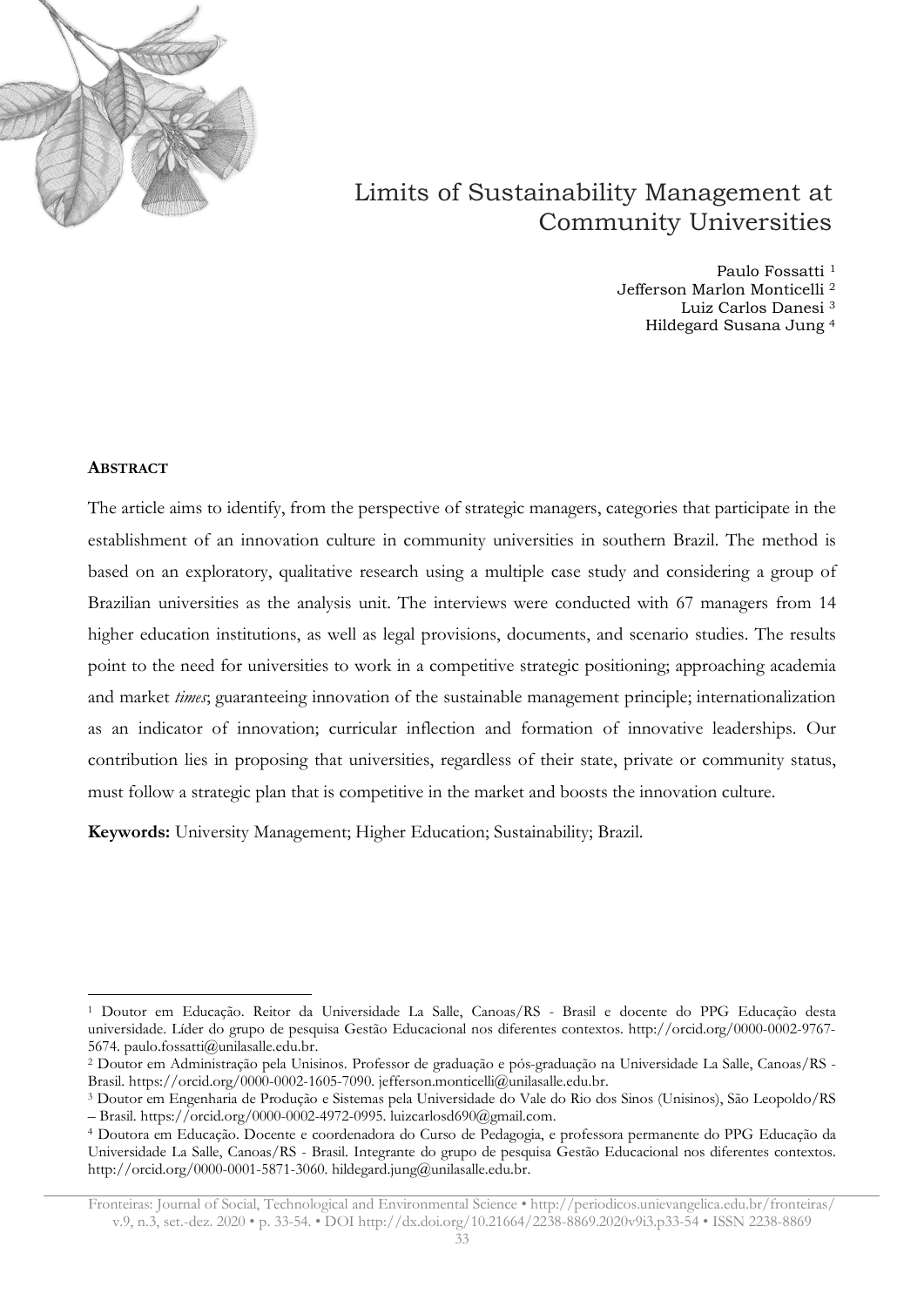# Limits of Sustainability Management at Community Universities

Paulo Fossatti [1]
Jefferson Marlon Monticelli [2]
Luiz Carlos Danesi [3]
Hildegard Susana Jung [4]

**ABSTRACT**

The article aims to identify, from the perspective of strategic managers, categories that participate in the establishment of an innovation culture in community universities in southern Brazil. The method is based on an exploratory, qualitative research using a multiple case study and considering a group of Brazilian universities as the analysis unit. The interviews were conducted with 67 managers from 14 higher education institutions, as well as legal provisions, documents, and scenario studies. The results point to the need for universities to work in a competitive strategic positioning; approaching academia and market *times*; guaranteeing innovation of the sustainable management principle; internationalization as an indicator of innovation; curricular inflection and formation of innovative leaderships. Our contribution lies in proposing that universities, regardless of their state, private or community status, must follow a strategic plan that is competitive in the market and boosts the innovation culture.

**Keywords:** University Management; Higher Education; Sustainability; Brazil.

---

[1] Doutor em Educação. Reitor da Universidade La Salle, Canoas/RS - Brasil e docente do PPG Educação desta universidade. Líder do grupo de pesquisa Gestão Educacional nos diferentes contextos. http://orcid.org/0000-0002-9767-5674. paulo.fossatti@unilasalle.edu.br.

[2] Doutor em Administração pela Unisinos. Professor de graduação e pós-graduação na Universidade La Salle, Canoas/RS - Brasil. https://orcid.org/0000-0002-1605-7090. jefferson.monticelli@unilasalle.edu.br.

[3] Doutor em Engenharia de Produção e Sistemas pela Universidade do Vale do Rio dos Sinos (Unisinos), São Leopoldo/RS – Brasil. https://orcid.org/0000-0002-4972-0995. luizcarlosd690@gmail.com.

[4] Doutora em Educação. Docente e coordenadora do Curso de Pedagogia, e professora permanente do PPG Educação da Universidade La Salle, Canoas/RS - Brasil. Integrante do grupo de pesquisa Gestão Educacional nos diferentes contextos. http://orcid.org/0000-0001-5871-3060. hildegard.jung@unilasalle.edu.br.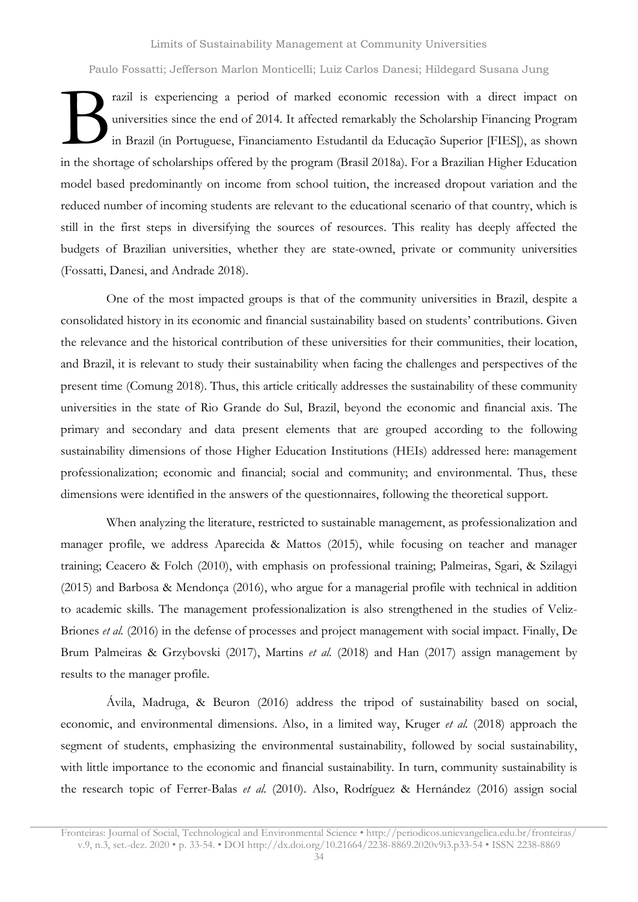Brazil is experiencing a period of marked economic recession with a direct impact on universities since the end of 2014. It affected remarkably the Scholarship Financing Program in Brazil (in Portuguese, Financiamento Estudantil da Educação Superior [FIES]), as shown in the shortage of scholarships offered by the program (Brasil 2018a). For a Brazilian Higher Education model based predominantly on income from school tuition, the increased dropout variation and the reduced number of incoming students are relevant to the educational scenario of that country, which is still in the first steps in diversifying the sources of resources. This reality has deeply affected the budgets of Brazilian universities, whether they are state-owned, private or community universities (Fossatti, Danesi, and Andrade 2018).

One of the most impacted groups is that of the community universities in Brazil, despite a consolidated history in its economic and financial sustainability based on students' contributions. Given the relevance and the historical contribution of these universities for their communities, their location, and Brazil, it is relevant to study their sustainability when facing the challenges and perspectives of the present time (Comung 2018). Thus, this article critically addresses the sustainability of these community universities in the state of Rio Grande do Sul, Brazil, beyond the economic and financial axis. The primary and secondary and data present elements that are grouped according to the following sustainability dimensions of those Higher Education Institutions (HEIs) addressed here: management professionalization; economic and financial; social and community; and environmental. Thus, these dimensions were identified in the answers of the questionnaires, following the theoretical support.

When analyzing the literature, restricted to sustainable management, as professionalization and manager profile, we address Aparecida & Mattos (2015), while focusing on teacher and manager training; Ceacero & Folch (2010), with emphasis on professional training; Palmeiras, Sgari, & Szilagyi (2015) and Barbosa & Mendonça (2016), who argue for a managerial profile with technical in addition to academic skills. The management professionalization is also strengthened in the studies of Veliz-Briones *et al.* (2016) in the defense of processes and project management with social impact. Finally, De Brum Palmeiras & Grzybovski (2017), Martins *et al.* (2018) and Han (2017) assign management by results to the manager profile.

Ávila, Madruga, & Beuron (2016) address the tripod of sustainability based on social, economic, and environmental dimensions. Also, in a limited way, Kruger *et al.* (2018) approach the segment of students, emphasizing the environmental sustainability, followed by social sustainability, with little importance to the economic and financial sustainability. In turn, community sustainability is the research topic of Ferrer-Balas *et al.* (2010). Also, Rodríguez & Hernández (2016) assign social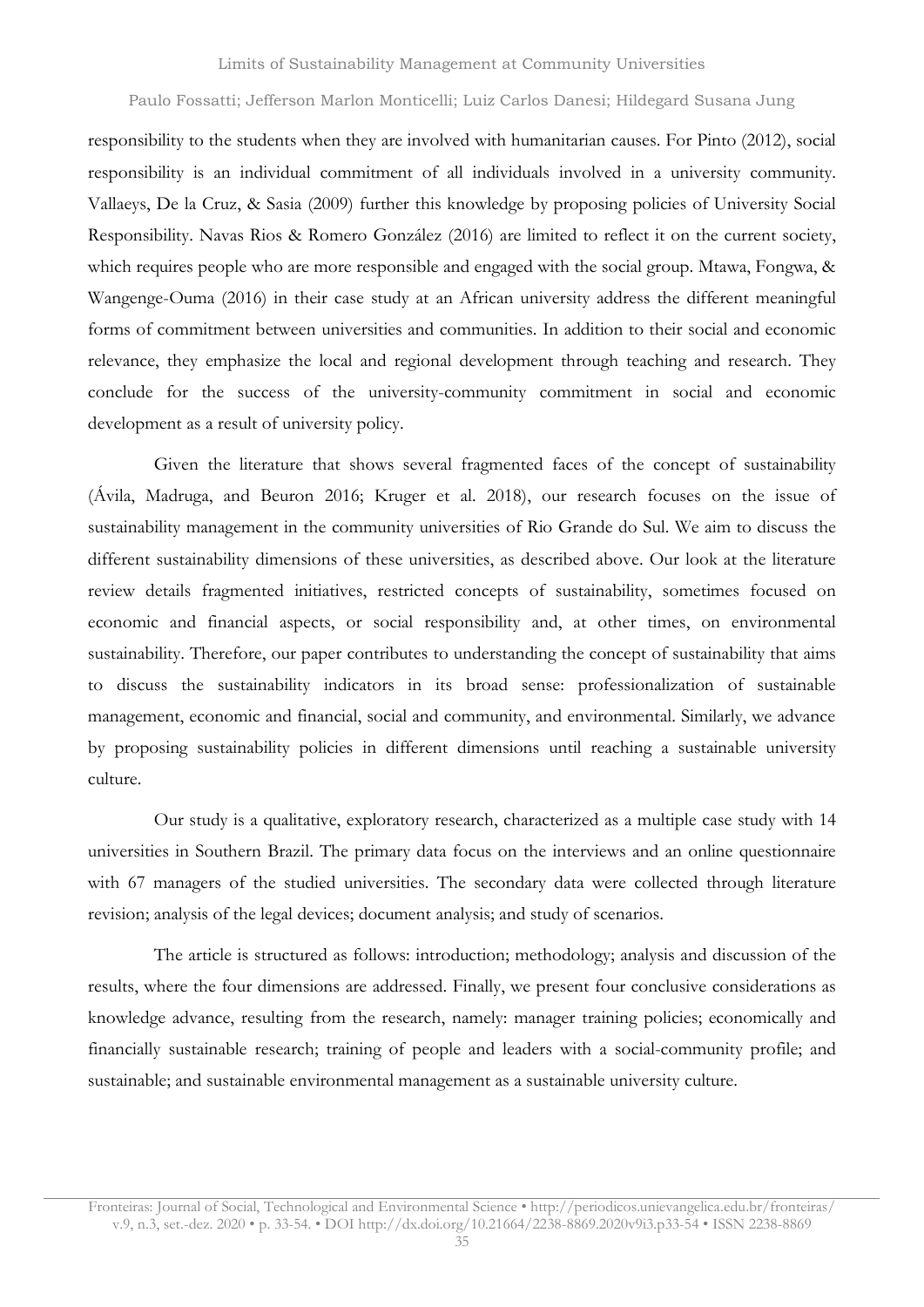responsibility to the students when they are involved with humanitarian causes. For Pinto (2012), social responsibility is an individual commitment of all individuals involved in a university community. Vallaeys, De la Cruz, & Sasia (2009) further this knowledge by proposing policies of University Social Responsibility. Navas Rios & Romero González (2016) are limited to reflect it on the current society, which requires people who are more responsible and engaged with the social group. Mtawa, Fongwa, & Wangenge-Ouma (2016) in their case study at an African university address the different meaningful forms of commitment between universities and communities. In addition to their social and economic relevance, they emphasize the local and regional development through teaching and research. They conclude for the success of the university-community commitment in social and economic development as a result of university policy.

Given the literature that shows several fragmented faces of the concept of sustainability (Ávila, Madruga, and Beuron 2016; Kruger et al. 2018), our research focuses on the issue of sustainability management in the community universities of Rio Grande do Sul. We aim to discuss the different sustainability dimensions of these universities, as described above. Our look at the literature review details fragmented initiatives, restricted concepts of sustainability, sometimes focused on economic and financial aspects, or social responsibility and, at other times, on environmental sustainability. Therefore, our paper contributes to understanding the concept of sustainability that aims to discuss the sustainability indicators in its broad sense: professionalization of sustainable management, economic and financial, social and community, and environmental. Similarly, we advance by proposing sustainability policies in different dimensions until reaching a sustainable university culture.

Our study is a qualitative, exploratory research, characterized as a multiple case study with 14 universities in Southern Brazil. The primary data focus on the interviews and an online questionnaire with 67 managers of the studied universities. The secondary data were collected through literature revision; analysis of the legal devices; document analysis; and study of scenarios.

The article is structured as follows: introduction; methodology; analysis and discussion of the results, where the four dimensions are addressed. Finally, we present four conclusive considerations as knowledge advance, resulting from the research, namely: manager training policies; economically and financially sustainable research; training of people and leaders with a social-community profile; and sustainable; and sustainable environmental management as a sustainable university culture.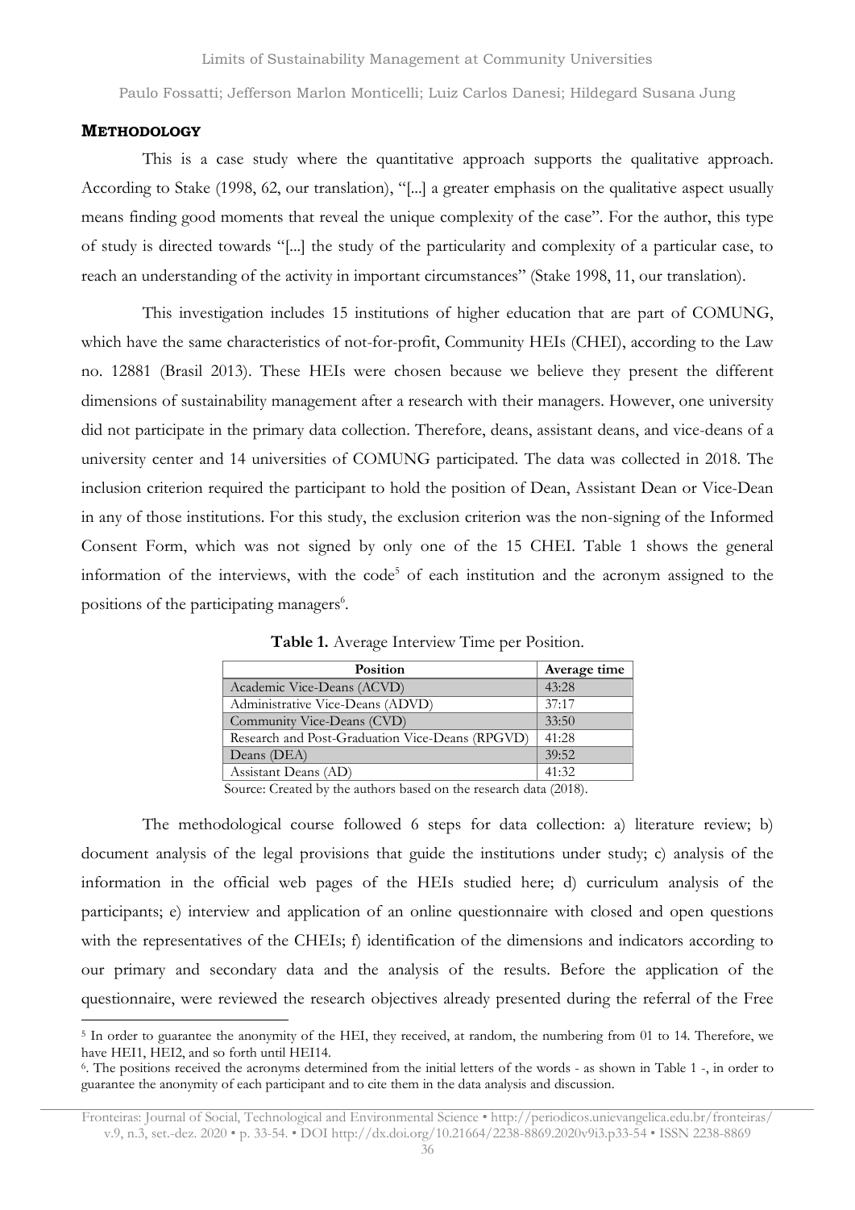## METHODOLOGY

This is a case study where the quantitative approach supports the qualitative approach. According to Stake (1998, 62, our translation), "[...] a greater emphasis on the qualitative aspect usually means finding good moments that reveal the unique complexity of the case". For the author, this type of study is directed towards "[...] the study of the particularity and complexity of a particular case, to reach an understanding of the activity in important circumstances" (Stake 1998, 11, our translation).

This investigation includes 15 institutions of higher education that are part of COMUNG, which have the same characteristics of not-for-profit, Community HEIs (CHEI), according to the Law no. 12881 (Brasil 2013). These HEIs were chosen because we believe they present the different dimensions of sustainability management after a research with their managers. However, one university did not participate in the primary data collection. Therefore, deans, assistant deans, and vice-deans of a university center and 14 universities of COMUNG participated. The data was collected in 2018. The inclusion criterion required the participant to hold the position of Dean, Assistant Dean or Vice-Dean in any of those institutions. For this study, the exclusion criterion was the non-signing of the Informed Consent Form, which was not signed by only one of the 15 CHEI. Table 1 shows the general information of the interviews, with the code[5] of each institution and the acronym assigned to the positions of the participating managers[6].

**Table 1.** Average Interview Time per Position.

| Position | Average time |
|---|---|
| Academic Vice-Deans (ACVD) | 43:28 |
| Administrative Vice-Deans (ADVD) | 37:17 |
| Community Vice-Deans (CVD) | 33:50 |
| Research and Post-Graduation Vice-Deans (RPGVD) | 41:28 |
| Deans (DEA) | 39:52 |
| Assistant Deans (AD) | 41:32 |

Source: Created by the authors based on the research data (2018).

The methodological course followed 6 steps for data collection: a) literature review; b) document analysis of the legal provisions that guide the institutions under study; c) analysis of the information in the official web pages of the HEIs studied here; d) curriculum analysis of the participants; e) interview and application of an online questionnaire with closed and open questions with the representatives of the CHEIs; f) identification of the dimensions and indicators according to our primary and secondary data and the analysis of the results. Before the application of the questionnaire, were reviewed the research objectives already presented during the referral of the Free

---

[5] In order to guarantee the anonymity of the HEI, they received, at random, the numbering from 01 to 14. Therefore, we have HEI1, HEI2, and so forth until HEI14.

[6]. The positions received the acronyms determined from the initial letters of the words - as shown in Table 1 -, in order to guarantee the anonymity of each participant and to cite them in the data analysis and discussion.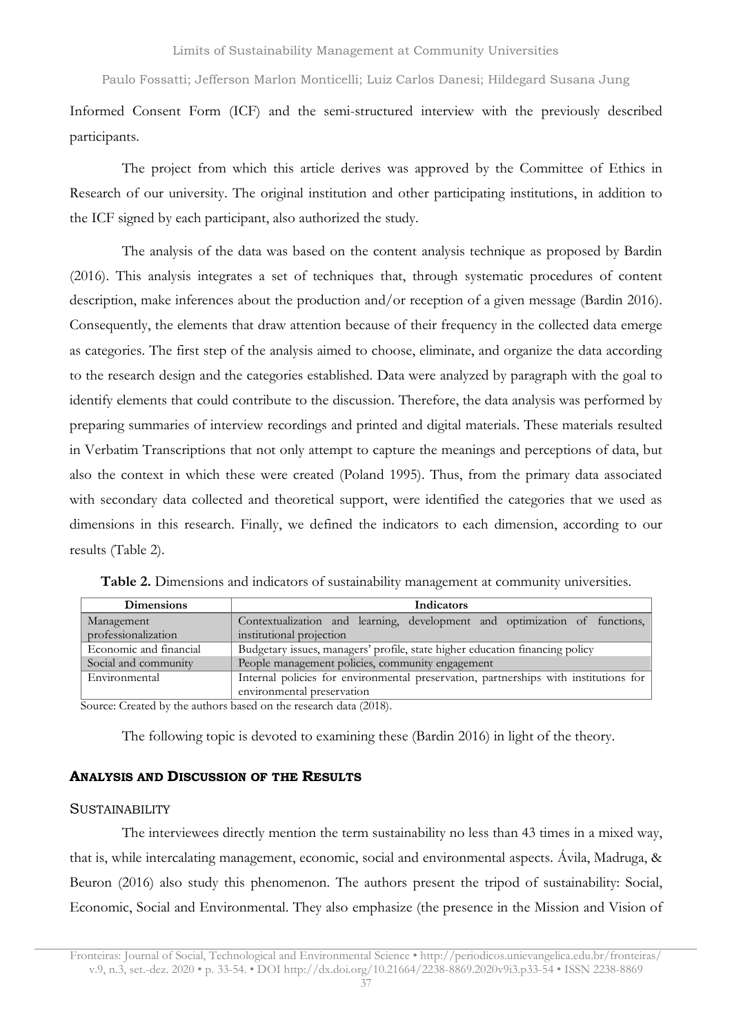Informed Consent Form (ICF) and the semi-structured interview with the previously described participants.

The project from which this article derives was approved by the Committee of Ethics in Research of our university. The original institution and other participating institutions, in addition to the ICF signed by each participant, also authorized the study.

The analysis of the data was based on the content analysis technique as proposed by Bardin (2016). This analysis integrates a set of techniques that, through systematic procedures of content description, make inferences about the production and/or reception of a given message (Bardin 2016). Consequently, the elements that draw attention because of their frequency in the collected data emerge as categories. The first step of the analysis aimed to choose, eliminate, and organize the data according to the research design and the categories established. Data were analyzed by paragraph with the goal to identify elements that could contribute to the discussion. Therefore, the data analysis was performed by preparing summaries of interview recordings and printed and digital materials. These materials resulted in Verbatim Transcriptions that not only attempt to capture the meanings and perceptions of data, but also the context in which these were created (Poland 1995). Thus, from the primary data associated with secondary data collected and theoretical support, were identified the categories that we used as dimensions in this research. Finally, we defined the indicators to each dimension, according to our results (Table 2).

**Table 2.** Dimensions and indicators of sustainability management at community universities.

| Dimensions | Indicators |
|---|---|
| Management professionalization | Contextualization and learning, development and optimization of functions, institutional projection |
| Economic and financial | Budgetary issues, managers' profile, state higher education financing policy |
| Social and community | People management policies, community engagement |
| Environmental | Internal policies for environmental preservation, partnerships with institutions for environmental preservation |

Source: Created by the authors based on the research data (2018).

The following topic is devoted to examining these (Bardin 2016) in light of the theory.

## ANALYSIS AND DISCUSSION OF THE RESULTS

### SUSTAINABILITY

The interviewees directly mention the term sustainability no less than 43 times in a mixed way, that is, while intercalating management, economic, social and environmental aspects. Ávila, Madruga, & Beuron (2016) also study this phenomenon. The authors present the tripod of sustainability: Social, Economic, Social and Environmental. They also emphasize (the presence in the Mission and Vision of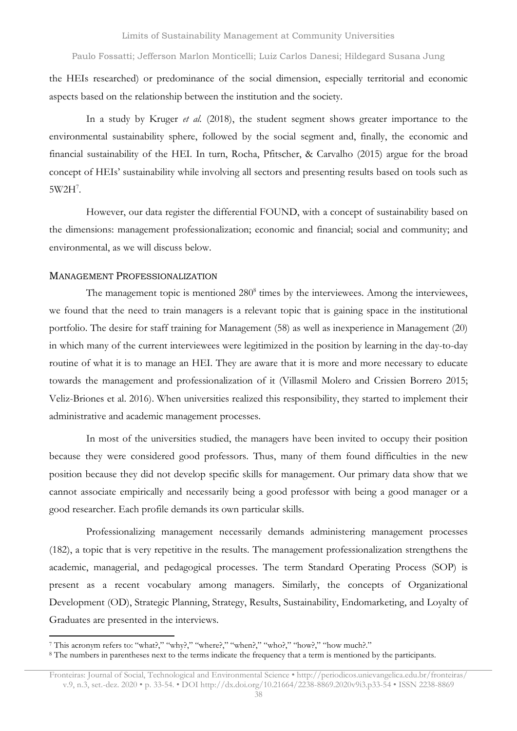the HEIs researched) or predominance of the social dimension, especially territorial and economic aspects based on the relationship between the institution and the society.

In a study by Kruger *et al.* (2018), the student segment shows greater importance to the environmental sustainability sphere, followed by the social segment and, finally, the economic and financial sustainability of the HEI. In turn, Rocha, Pfitscher, & Carvalho (2015) argue for the broad concept of HEIs' sustainability while involving all sectors and presenting results based on tools such as 5W2H[7].

However, our data register the differential FOUND, with a concept of sustainability based on the dimensions: management professionalization; economic and financial; social and community; and environmental, as we will discuss below.

## Management Professionalization

The management topic is mentioned 280[8] times by the interviewees. Among the interviewees, we found that the need to train managers is a relevant topic that is gaining space in the institutional portfolio. The desire for staff training for Management (58) as well as inexperience in Management (20) in which many of the current interviewees were legitimized in the position by learning in the day-to-day routine of what it is to manage an HEI. They are aware that it is more and more necessary to educate towards the management and professionalization of it (Villasmil Molero and Crissien Borrero 2015; Veliz-Briones et al. 2016). When universities realized this responsibility, they started to implement their administrative and academic management processes.

In most of the universities studied, the managers have been invited to occupy their position because they were considered good professors. Thus, many of them found difficulties in the new position because they did not develop specific skills for management. Our primary data show that we cannot associate empirically and necessarily being a good professor with being a good manager or a good researcher. Each profile demands its own particular skills.

Professionalizing management necessarily demands administering management processes (182), a topic that is very repetitive in the results. The management professionalization strengthens the academic, managerial, and pedagogical processes. The term Standard Operating Process (SOP) is present as a recent vocabulary among managers. Similarly, the concepts of Organizational Development (OD), Strategic Planning, Strategy, Results, Sustainability, Endomarketing, and Loyalty of Graduates are presented in the interviews.

---

[7] This acronym refers to: "what?," "why?," "where?," "when?," "who?," "how?," "how much?."

[8] The numbers in parentheses next to the terms indicate the frequency that a term is mentioned by the participants.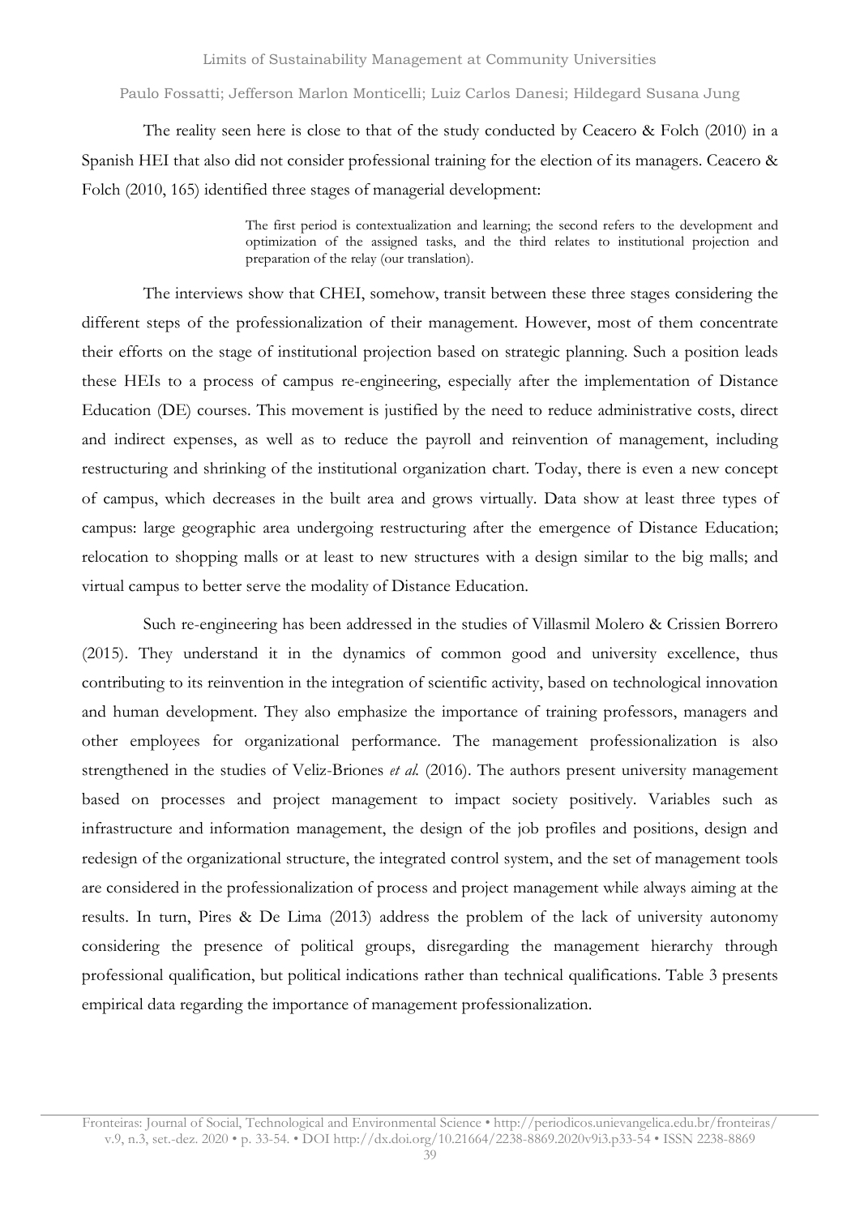The reality seen here is close to that of the study conducted by Ceacero & Folch (2010) in a Spanish HEI that also did not consider professional training for the election of its managers. Ceacero & Folch (2010, 165) identified three stages of managerial development:

> The first period is contextualization and learning; the second refers to the development and optimization of the assigned tasks, and the third relates to institutional projection and preparation of the relay (our translation).

The interviews show that CHEI, somehow, transit between these three stages considering the different steps of the professionalization of their management. However, most of them concentrate their efforts on the stage of institutional projection based on strategic planning. Such a position leads these HEIs to a process of campus re-engineering, especially after the implementation of Distance Education (DE) courses. This movement is justified by the need to reduce administrative costs, direct and indirect expenses, as well as to reduce the payroll and reinvention of management, including restructuring and shrinking of the institutional organization chart. Today, there is even a new concept of campus, which decreases in the built area and grows virtually. Data show at least three types of campus: large geographic area undergoing restructuring after the emergence of Distance Education; relocation to shopping malls or at least to new structures with a design similar to the big malls; and virtual campus to better serve the modality of Distance Education.

Such re-engineering has been addressed in the studies of Villasmil Molero & Crissien Borrero (2015). They understand it in the dynamics of common good and university excellence, thus contributing to its reinvention in the integration of scientific activity, based on technological innovation and human development. They also emphasize the importance of training professors, managers and other employees for organizational performance. The management professionalization is also strengthened in the studies of Veliz-Briones *et al.* (2016). The authors present university management based on processes and project management to impact society positively. Variables such as infrastructure and information management, the design of the job profiles and positions, design and redesign of the organizational structure, the integrated control system, and the set of management tools are considered in the professionalization of process and project management while always aiming at the results. In turn, Pires & De Lima (2013) address the problem of the lack of university autonomy considering the presence of political groups, disregarding the management hierarchy through professional qualification, but political indications rather than technical qualifications. Table 3 presents empirical data regarding the importance of management professionalization.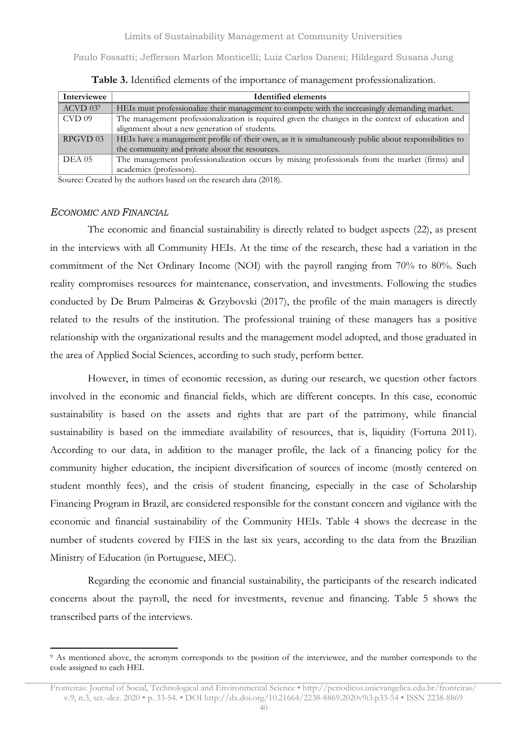**Table 3.** Identified elements of the importance of management professionalization.

| Interviewee | Identified elements |
|---|---|
| ACVD 03[9] | HEIs must professionalize their management to compete with the increasingly demanding market. |
| CVD 09 | The management professionalization is required given the changes in the context of education and alignment about a new generation of students. |
| RPGVD 03 | HEIs have a management profile of their own, as it is simultaneously public about responsibilities to the community and private about the resources. |
| DEA 05 | The management professionalization occurs by mixing professionals from the market (firms) and academics (professors). |

Source: Created by the authors based on the research data (2018).

### *Economic and Financial*

The economic and financial sustainability is directly related to budget aspects (22), as present in the interviews with all Community HEIs. At the time of the research, these had a variation in the commitment of the Net Ordinary Income (NOI) with the payroll ranging from 70% to 80%. Such reality compromises resources for maintenance, conservation, and investments. Following the studies conducted by De Brum Palmeiras & Grzybovski (2017), the profile of the main managers is directly related to the results of the institution. The professional training of these managers has a positive relationship with the organizational results and the management model adopted, and those graduated in the area of Applied Social Sciences, according to such study, perform better.

However, in times of economic recession, as during our research, we question other factors involved in the economic and financial fields, which are different concepts. In this case, economic sustainability is based on the assets and rights that are part of the patrimony, while financial sustainability is based on the immediate availability of resources, that is, liquidity (Fortuna 2011). According to our data, in addition to the manager profile, the lack of a financing policy for the community higher education, the incipient diversification of sources of income (mostly centered on student monthly fees), and the crisis of student financing, especially in the case of Scholarship Financing Program in Brazil, are considered responsible for the constant concern and vigilance with the economic and financial sustainability of the Community HEIs. Table 4 shows the decrease in the number of students covered by FIES in the last six years, according to the data from the Brazilian Ministry of Education (in Portuguese, MEC).

Regarding the economic and financial sustainability, the participants of the research indicated concerns about the payroll, the need for investments, revenue and financing. Table 5 shows the transcribed parts of the interviews.

---

[9] As mentioned above, the acronym corresponds to the position of the interviewee, and the number corresponds to the code assigned to each HEI.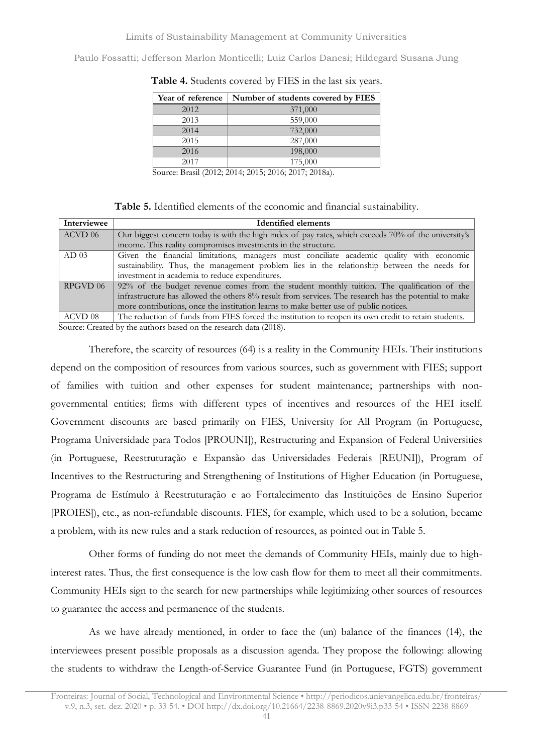**Table 4.** Students covered by FIES in the last six years.

| Year of reference | Number of students covered by FIES |
|---|---|
| 2012 | 371,000 |
| 2013 | 559,000 |
| 2014 | 732,000 |
| 2015 | 287,000 |
| 2016 | 198,000 |
| 2017 | 175,000 |

Source: Brasil (2012; 2014; 2015; 2016; 2017; 2018a).

**Table 5.** Identified elements of the economic and financial sustainability.

| Interviewee | Identified elements |
|---|---|
| ACVD 06 | Our biggest concern today is with the high index of pay rates, which exceeds 70% of the university's income. This reality compromises investments in the structure. |
| AD 03 | Given the financial limitations, managers must conciliate academic quality with economic sustainability. Thus, the management problem lies in the relationship between the needs for investment in academia to reduce expenditures. |
| RPGVD 06 | 92% of the budget revenue comes from the student monthly tuition. The qualification of the infrastructure has allowed the others 8% result from services. The research has the potential to make more contributions, once the institution learns to make better use of public notices. |
| ACVD 08 | The reduction of funds from FIES forced the institution to reopen its own credit to retain students. |

Source: Created by the authors based on the research data (2018).

Therefore, the scarcity of resources (64) is a reality in the Community HEIs. Their institutions depend on the composition of resources from various sources, such as government with FIES; support of families with tuition and other expenses for student maintenance; partnerships with non-governmental entities; firms with different types of incentives and resources of the HEI itself. Government discounts are based primarily on FIES, University for All Program (in Portuguese, Programa Universidade para Todos [PROUNI]), Restructuring and Expansion of Federal Universities (in Portuguese, Reestruturação e Expansão das Universidades Federais [REUNI]), Program of Incentives to the Restructuring and Strengthening of Institutions of Higher Education (in Portuguese, Programa de Estímulo à Reestruturação e ao Fortalecimento das Instituições de Ensino Superior [PROIES]), etc., as non-refundable discounts. FIES, for example, which used to be a solution, became a problem, with its new rules and a stark reduction of resources, as pointed out in Table 5.

Other forms of funding do not meet the demands of Community HEIs, mainly due to high-interest rates. Thus, the first consequence is the low cash flow for them to meet all their commitments. Community HEIs sign to the search for new partnerships while legitimizing other sources of resources to guarantee the access and permanence of the students.

As we have already mentioned, in order to face the (un) balance of the finances (14), the interviewees present possible proposals as a discussion agenda. They propose the following: allowing the students to withdraw the Length-of-Service Guarantee Fund (in Portuguese, FGTS) government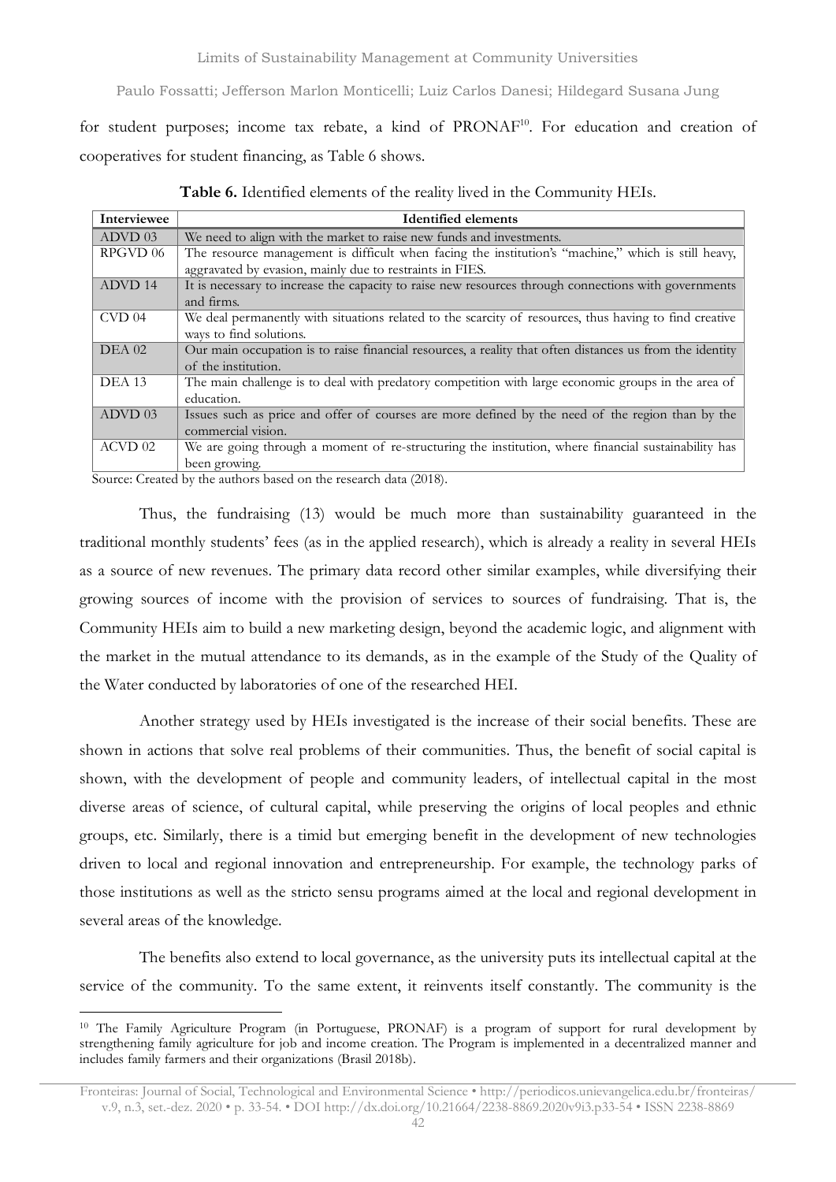for student purposes; income tax rebate, a kind of PRONAF[10]. For education and creation of cooperatives for student financing, as Table 6 shows.

**Table 6.** Identified elements of the reality lived in the Community HEIs.

| Interviewee | Identified elements |
|---|---|
| ADVD 03 | We need to align with the market to raise new funds and investments. |
| RPGVD 06 | The resource management is difficult when facing the institution's "machine," which is still heavy, aggravated by evasion, mainly due to restraints in FIES. |
| ADVD 14 | It is necessary to increase the capacity to raise new resources through connections with governments and firms. |
| CVD 04 | We deal permanently with situations related to the scarcity of resources, thus having to find creative ways to find solutions. |
| DEA 02 | Our main occupation is to raise financial resources, a reality that often distances us from the identity of the institution. |
| DEA 13 | The main challenge is to deal with predatory competition with large economic groups in the area of education. |
| ADVD 03 | Issues such as price and offer of courses are more defined by the need of the region than by the commercial vision. |
| ACVD 02 | We are going through a moment of re-structuring the institution, where financial sustainability has been growing. |

Source: Created by the authors based on the research data (2018).

Thus, the fundraising (13) would be much more than sustainability guaranteed in the traditional monthly students' fees (as in the applied research), which is already a reality in several HEIs as a source of new revenues. The primary data record other similar examples, while diversifying their growing sources of income with the provision of services to sources of fundraising. That is, the Community HEIs aim to build a new marketing design, beyond the academic logic, and alignment with the market in the mutual attendance to its demands, as in the example of the Study of the Quality of the Water conducted by laboratories of one of the researched HEI.

Another strategy used by HEIs investigated is the increase of their social benefits. These are shown in actions that solve real problems of their communities. Thus, the benefit of social capital is shown, with the development of people and community leaders, of intellectual capital in the most diverse areas of science, of cultural capital, while preserving the origins of local peoples and ethnic groups, etc. Similarly, there is a timid but emerging benefit in the development of new technologies driven to local and regional innovation and entrepreneurship. For example, the technology parks of those institutions as well as the stricto sensu programs aimed at the local and regional development in several areas of the knowledge.

The benefits also extend to local governance, as the university puts its intellectual capital at the service of the community. To the same extent, it reinvents itself constantly. The community is the

[10] The Family Agriculture Program (in Portuguese, PRONAF) is a program of support for rural development by strengthening family agriculture for job and income creation. The Program is implemented in a decentralized manner and includes family farmers and their organizations (Brasil 2018b).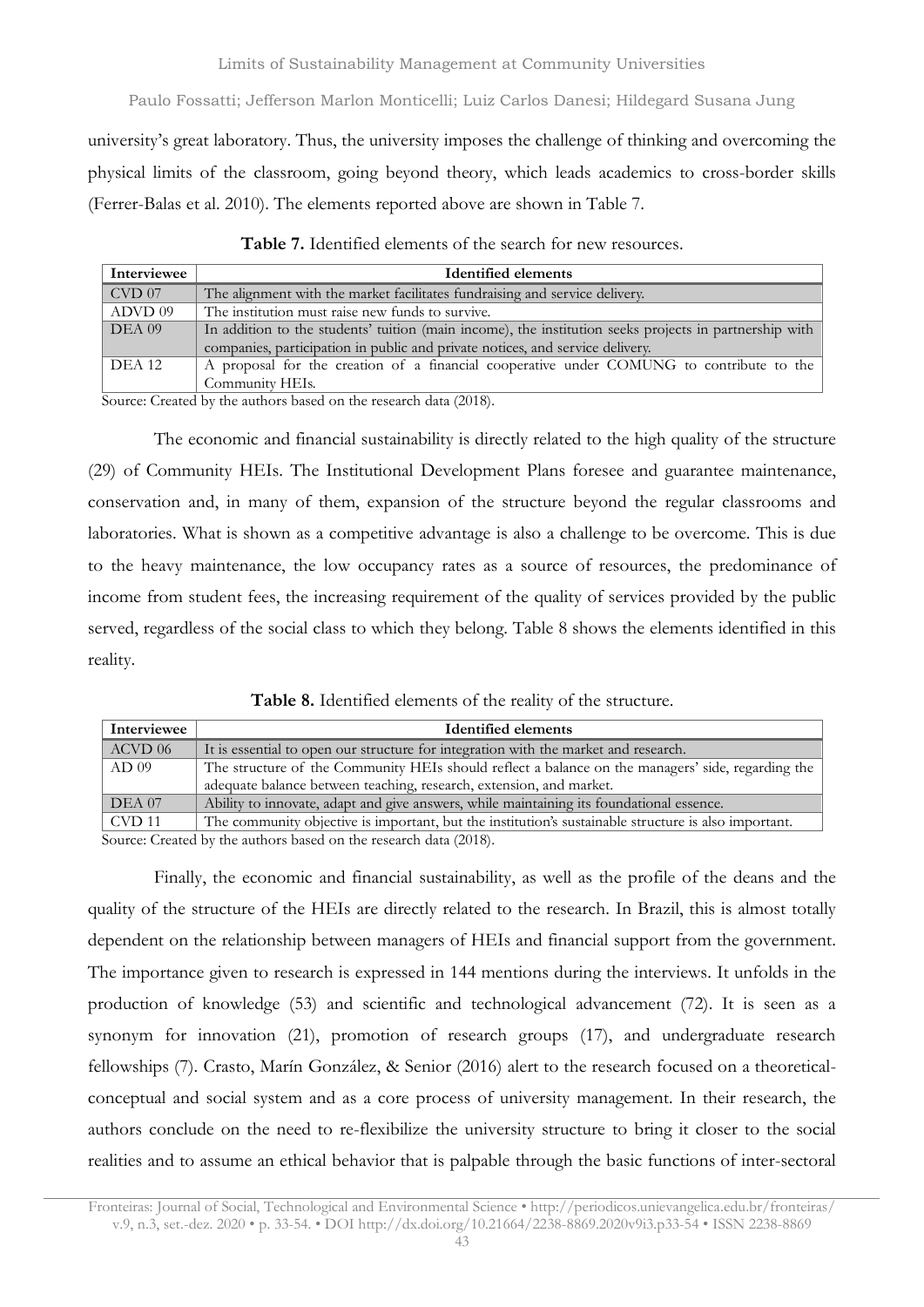university's great laboratory. Thus, the university imposes the challenge of thinking and overcoming the physical limits of the classroom, going beyond theory, which leads academics to cross-border skills (Ferrer-Balas et al. 2010). The elements reported above are shown in Table 7.

**Table 7.** Identified elements of the search for new resources.

| Interviewee | Identified elements |
|---|---|
| CVD 07 | The alignment with the market facilitates fundraising and service delivery. |
| ADVD 09 | The institution must raise new funds to survive. |
| DEA 09 | In addition to the students' tuition (main income), the institution seeks projects in partnership with companies, participation in public and private notices, and service delivery. |
| DEA 12 | A proposal for the creation of a financial cooperative under COMUNG to contribute to the Community HEIs. |

Source: Created by the authors based on the research data (2018).

The economic and financial sustainability is directly related to the high quality of the structure (29) of Community HEIs. The Institutional Development Plans foresee and guarantee maintenance, conservation and, in many of them, expansion of the structure beyond the regular classrooms and laboratories. What is shown as a competitive advantage is also a challenge to be overcome. This is due to the heavy maintenance, the low occupancy rates as a source of resources, the predominance of income from student fees, the increasing requirement of the quality of services provided by the public served, regardless of the social class to which they belong. Table 8 shows the elements identified in this reality.

**Table 8.** Identified elements of the reality of the structure.

| Interviewee | Identified elements |
|---|---|
| ACVD 06 | It is essential to open our structure for integration with the market and research. |
| AD 09 | The structure of the Community HEIs should reflect a balance on the managers' side, regarding the adequate balance between teaching, research, extension, and market. |
| DEA 07 | Ability to innovate, adapt and give answers, while maintaining its foundational essence. |
| CVD 11 | The community objective is important, but the institution's sustainable structure is also important. |

Source: Created by the authors based on the research data (2018).

Finally, the economic and financial sustainability, as well as the profile of the deans and the quality of the structure of the HEIs are directly related to the research. In Brazil, this is almost totally dependent on the relationship between managers of HEIs and financial support from the government. The importance given to research is expressed in 144 mentions during the interviews. It unfolds in the production of knowledge (53) and scientific and technological advancement (72). It is seen as a synonym for innovation (21), promotion of research groups (17), and undergraduate research fellowships (7). Crasto, Marín González, & Senior (2016) alert to the research focused on a theoretical-conceptual and social system and as a core process of university management. In their research, the authors conclude on the need to re-flexibilize the university structure to bring it closer to the social realities and to assume an ethical behavior that is palpable through the basic functions of inter-sectoral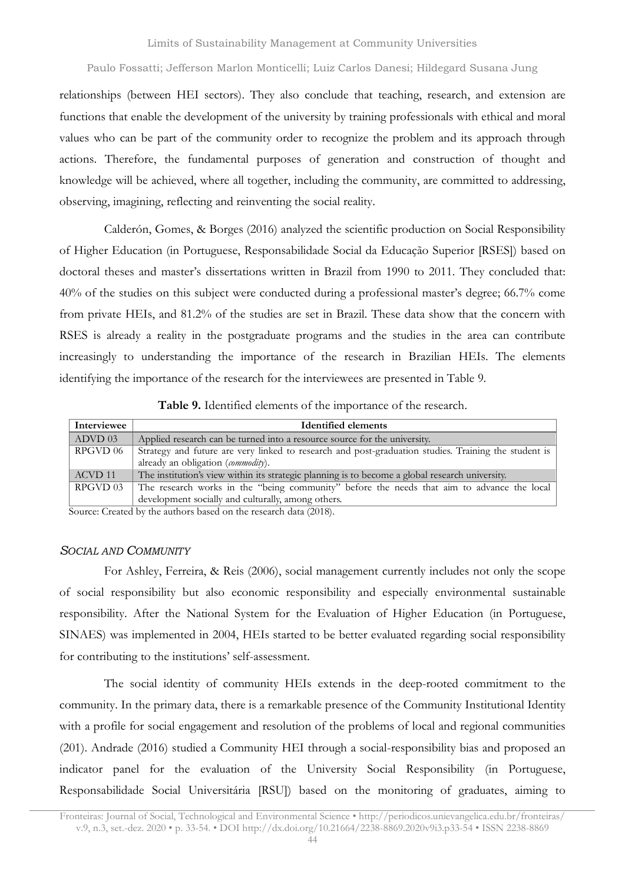relationships (between HEI sectors). They also conclude that teaching, research, and extension are functions that enable the development of the university by training professionals with ethical and moral values who can be part of the community order to recognize the problem and its approach through actions. Therefore, the fundamental purposes of generation and construction of thought and knowledge will be achieved, where all together, including the community, are committed to addressing, observing, imagining, reflecting and reinventing the social reality.

Calderón, Gomes, & Borges (2016) analyzed the scientific production on Social Responsibility of Higher Education (in Portuguese, Responsabilidade Social da Educação Superior [RSES]) based on doctoral theses and master's dissertations written in Brazil from 1990 to 2011. They concluded that: 40% of the studies on this subject were conducted during a professional master's degree; 66.7% come from private HEIs, and 81.2% of the studies are set in Brazil. These data show that the concern with RSES is already a reality in the postgraduate programs and the studies in the area can contribute increasingly to understanding the importance of the research in Brazilian HEIs. The elements identifying the importance of the research for the interviewees are presented in Table 9.

**Table 9.** Identified elements of the importance of the research.

| Interviewee | Identified elements |
|---|---|
| ADVD 03 | Applied research can be turned into a resource source for the university. |
| RPGVD 06 | Strategy and future are very linked to research and post-graduation studies. Training the student is already an obligation (*commodity*). |
| ACVD 11 | The institution's view within its strategic planning is to become a global research university. |
| RPGVD 03 | The research works in the "being community" before the needs that aim to advance the local development socially and culturally, among others. |

Source: Created by the authors based on the research data (2018).

### *Social and Community*

For Ashley, Ferreira, & Reis (2006), social management currently includes not only the scope of social responsibility but also economic responsibility and especially environmental sustainable responsibility. After the National System for the Evaluation of Higher Education (in Portuguese, SINAES) was implemented in 2004, HEIs started to be better evaluated regarding social responsibility for contributing to the institutions' self-assessment.

The social identity of community HEIs extends in the deep-rooted commitment to the community. In the primary data, there is a remarkable presence of the Community Institutional Identity with a profile for social engagement and resolution of the problems of local and regional communities (201). Andrade (2016) studied a Community HEI through a social-responsibility bias and proposed an indicator panel for the evaluation of the University Social Responsibility (in Portuguese, Responsabilidade Social Universitária [RSU]) based on the monitoring of graduates, aiming to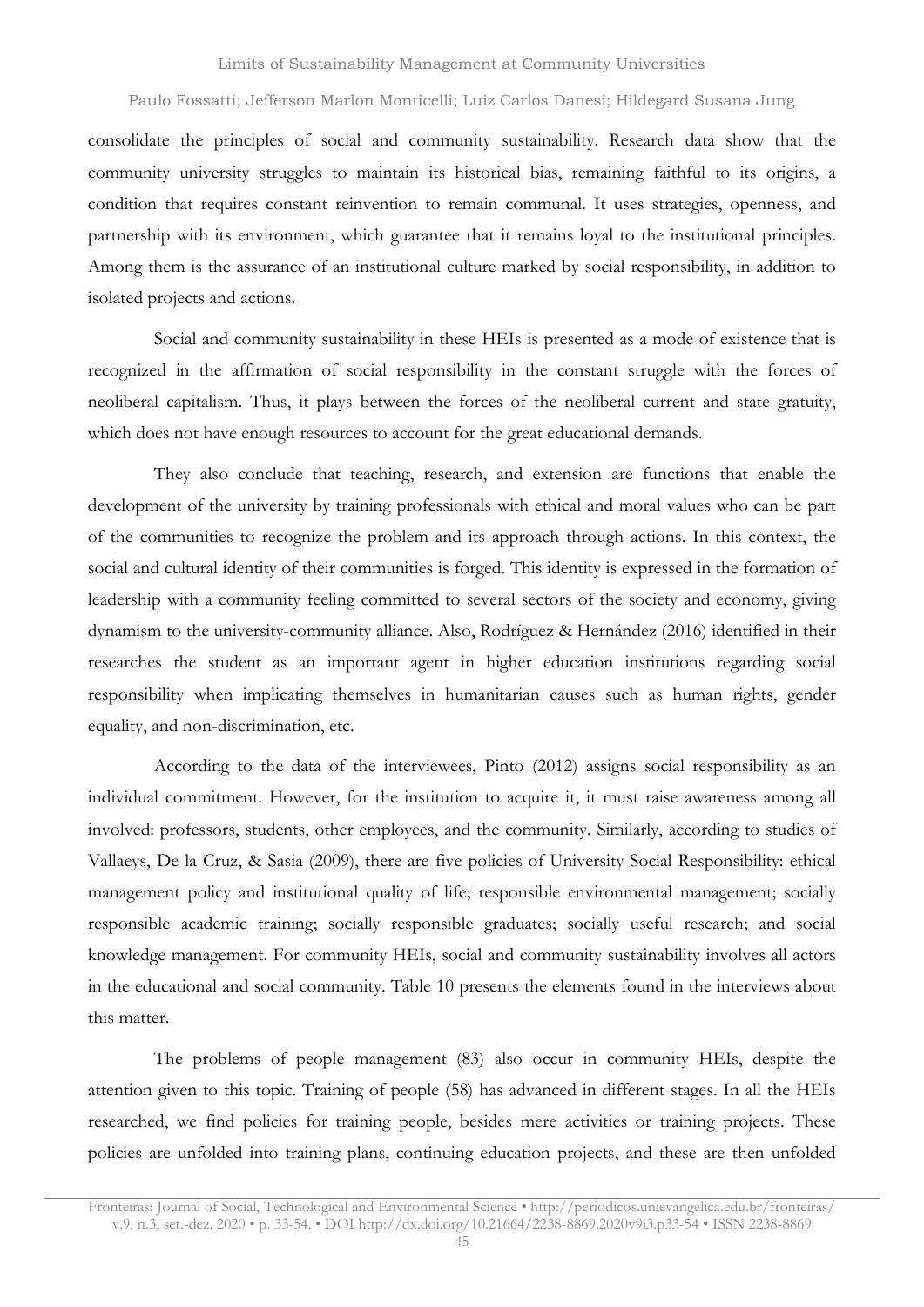consolidate the principles of social and community sustainability. Research data show that the community university struggles to maintain its historical bias, remaining faithful to its origins, a condition that requires constant reinvention to remain communal. It uses strategies, openness, and partnership with its environment, which guarantee that it remains loyal to the institutional principles. Among them is the assurance of an institutional culture marked by social responsibility, in addition to isolated projects and actions.

Social and community sustainability in these HEIs is presented as a mode of existence that is recognized in the affirmation of social responsibility in the constant struggle with the forces of neoliberal capitalism. Thus, it plays between the forces of the neoliberal current and state gratuity, which does not have enough resources to account for the great educational demands.

They also conclude that teaching, research, and extension are functions that enable the development of the university by training professionals with ethical and moral values who can be part of the communities to recognize the problem and its approach through actions. In this context, the social and cultural identity of their communities is forged. This identity is expressed in the formation of leadership with a community feeling committed to several sectors of the society and economy, giving dynamism to the university-community alliance. Also, Rodríguez & Hernández (2016) identified in their researches the student as an important agent in higher education institutions regarding social responsibility when implicating themselves in humanitarian causes such as human rights, gender equality, and non-discrimination, etc.

According to the data of the interviewees, Pinto (2012) assigns social responsibility as an individual commitment. However, for the institution to acquire it, it must raise awareness among all involved: professors, students, other employees, and the community. Similarly, according to studies of Vallaeys, De la Cruz, & Sasia (2009), there are five policies of University Social Responsibility: ethical management policy and institutional quality of life; responsible environmental management; socially responsible academic training; socially responsible graduates; socially useful research; and social knowledge management. For community HEIs, social and community sustainability involves all actors in the educational and social community. Table 10 presents the elements found in the interviews about this matter.

The problems of people management (83) also occur in community HEIs, despite the attention given to this topic. Training of people (58) has advanced in different stages. In all the HEIs researched, we find policies for training people, besides mere activities or training projects. These policies are unfolded into training plans, continuing education projects, and these are then unfolded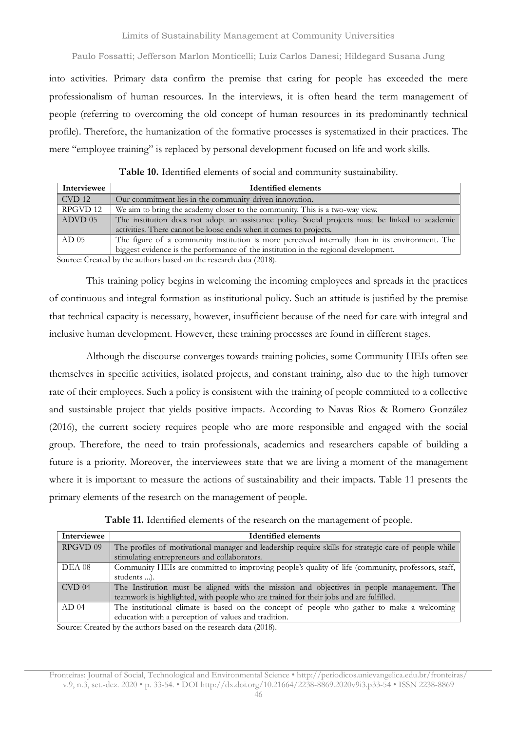into activities. Primary data confirm the premise that caring for people has exceeded the mere professionalism of human resources. In the interviews, it is often heard the term management of people (referring to overcoming the old concept of human resources in its predominantly technical profile). Therefore, the humanization of the formative processes is systematized in their practices. The mere "employee training" is replaced by personal development focused on life and work skills.

**Table 10.** Identified elements of social and community sustainability.

| Interviewee | Identified elements |
|---|---|
| CVD 12 | Our commitment lies in the community-driven innovation. |
| RPGVD 12 | We aim to bring the academy closer to the community. This is a two-way view. |
| ADVD 05 | The institution does not adopt an assistance policy. Social projects must be linked to academic activities. There cannot be loose ends when it comes to projects. |
| AD 05 | The figure of a community institution is more perceived internally than in its environment. The biggest evidence is the performance of the institution in the regional development. |

Source: Created by the authors based on the research data (2018).

This training policy begins in welcoming the incoming employees and spreads in the practices of continuous and integral formation as institutional policy. Such an attitude is justified by the premise that technical capacity is necessary, however, insufficient because of the need for care with integral and inclusive human development. However, these training processes are found in different stages.

Although the discourse converges towards training policies, some Community HEIs often see themselves in specific activities, isolated projects, and constant training, also due to the high turnover rate of their employees. Such a policy is consistent with the training of people committed to a collective and sustainable project that yields positive impacts. According to Navas Rios & Romero González (2016), the current society requires people who are more responsible and engaged with the social group. Therefore, the need to train professionals, academics and researchers capable of building a future is a priority. Moreover, the interviewees state that we are living a moment of the management where it is important to measure the actions of sustainability and their impacts. Table 11 presents the primary elements of the research on the management of people.

**Table 11.** Identified elements of the research on the management of people.

| Interviewee | Identified elements |
|---|---|
| RPGVD 09 | The profiles of motivational manager and leadership require skills for strategic care of people while stimulating entrepreneurs and collaborators. |
| DEA 08 | Community HEIs are committed to improving people's quality of life (community, professors, staff, students ...). |
| CVD 04 | The Institution must be aligned with the mission and objectives in people management. The teamwork is highlighted, with people who are trained for their jobs and are fulfilled. |
| AD 04 | The institutional climate is based on the concept of people who gather to make a welcoming education with a perception of values and tradition. |

Source: Created by the authors based on the research data (2018).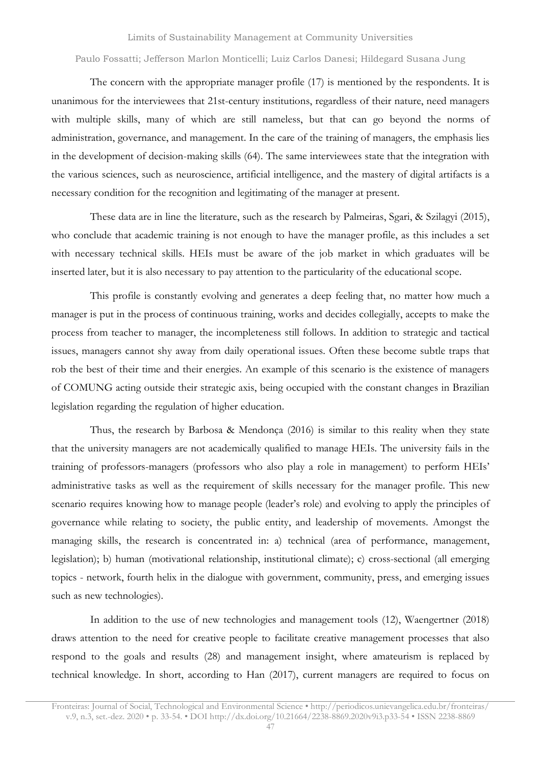The concern with the appropriate manager profile (17) is mentioned by the respondents. It is unanimous for the interviewees that 21st-century institutions, regardless of their nature, need managers with multiple skills, many of which are still nameless, but that can go beyond the norms of administration, governance, and management. In the care of the training of managers, the emphasis lies in the development of decision-making skills (64). The same interviewees state that the integration with the various sciences, such as neuroscience, artificial intelligence, and the mastery of digital artifacts is a necessary condition for the recognition and legitimating of the manager at present.

These data are in line the literature, such as the research by Palmeiras, Sgari, & Szilagyi (2015), who conclude that academic training is not enough to have the manager profile, as this includes a set with necessary technical skills. HEIs must be aware of the job market in which graduates will be inserted later, but it is also necessary to pay attention to the particularity of the educational scope.

This profile is constantly evolving and generates a deep feeling that, no matter how much a manager is put in the process of continuous training, works and decides collegially, accepts to make the process from teacher to manager, the incompleteness still follows. In addition to strategic and tactical issues, managers cannot shy away from daily operational issues. Often these become subtle traps that rob the best of their time and their energies. An example of this scenario is the existence of managers of COMUNG acting outside their strategic axis, being occupied with the constant changes in Brazilian legislation regarding the regulation of higher education.

Thus, the research by Barbosa & Mendonça (2016) is similar to this reality when they state that the university managers are not academically qualified to manage HEIs. The university fails in the training of professors-managers (professors who also play a role in management) to perform HEIs' administrative tasks as well as the requirement of skills necessary for the manager profile. This new scenario requires knowing how to manage people (leader's role) and evolving to apply the principles of governance while relating to society, the public entity, and leadership of movements. Amongst the managing skills, the research is concentrated in: a) technical (area of performance, management, legislation); b) human (motivational relationship, institutional climate); c) cross-sectional (all emerging topics - network, fourth helix in the dialogue with government, community, press, and emerging issues such as new technologies).

In addition to the use of new technologies and management tools (12), Waengertner (2018) draws attention to the need for creative people to facilitate creative management processes that also respond to the goals and results (28) and management insight, where amateurism is replaced by technical knowledge. In short, according to Han (2017), current managers are required to focus on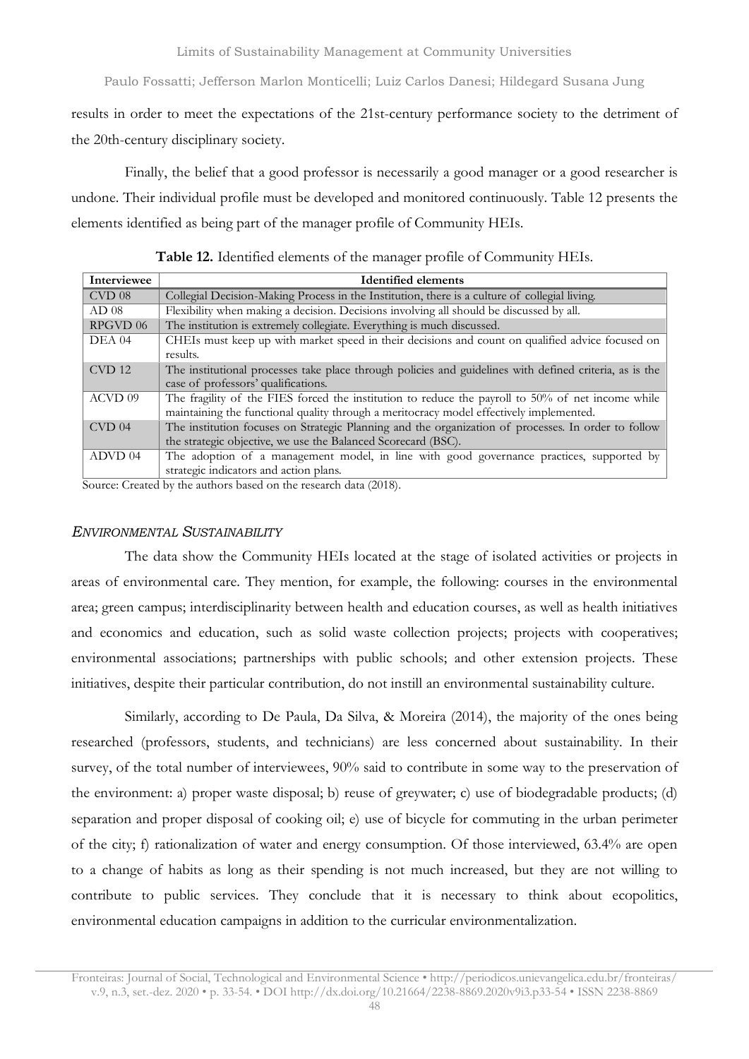results in order to meet the expectations of the 21st-century performance society to the detriment of the 20th-century disciplinary society.

Finally, the belief that a good professor is necessarily a good manager or a good researcher is undone. Their individual profile must be developed and monitored continuously. Table 12 presents the elements identified as being part of the manager profile of Community HEIs.

**Table 12.** Identified elements of the manager profile of Community HEIs.

| Interviewee | Identified elements |
|---|---|
| CVD 08 | Collegial Decision-Making Process in the Institution, there is a culture of collegial living. |
| AD 08 | Flexibility when making a decision. Decisions involving all should be discussed by all. |
| RPGVD 06 | The institution is extremely collegiate. Everything is much discussed. |
| DEA 04 | CHEIs must keep up with market speed in their decisions and count on qualified advice focused on results. |
| CVD 12 | The institutional processes take place through policies and guidelines with defined criteria, as is the case of professors' qualifications. |
| ACVD 09 | The fragility of the FIES forced the institution to reduce the payroll to 50% of net income while maintaining the functional quality through a meritocracy model effectively implemented. |
| CVD 04 | The institution focuses on Strategic Planning and the organization of processes. In order to follow the strategic objective, we use the Balanced Scorecard (BSC). |
| ADVD 04 | The adoption of a management model, in line with good governance practices, supported by strategic indicators and action plans. |

Source: Created by the authors based on the research data (2018).

### *ENVIRONMENTAL SUSTAINABILITY*

The data show the Community HEIs located at the stage of isolated activities or projects in areas of environmental care. They mention, for example, the following: courses in the environmental area; green campus; interdisciplinarity between health and education courses, as well as health initiatives and economics and education, such as solid waste collection projects; projects with cooperatives; environmental associations; partnerships with public schools; and other extension projects. These initiatives, despite their particular contribution, do not instill an environmental sustainability culture.

Similarly, according to De Paula, Da Silva, & Moreira (2014), the majority of the ones being researched (professors, students, and technicians) are less concerned about sustainability. In their survey, of the total number of interviewees, 90% said to contribute in some way to the preservation of the environment: a) proper waste disposal; b) reuse of greywater; c) use of biodegradable products; (d) separation and proper disposal of cooking oil; e) use of bicycle for commuting in the urban perimeter of the city; f) rationalization of water and energy consumption. Of those interviewed, 63.4% are open to a change of habits as long as their spending is not much increased, but they are not willing to contribute to public services. They conclude that it is necessary to think about ecopolitics, environmental education campaigns in addition to the curricular environmentalization.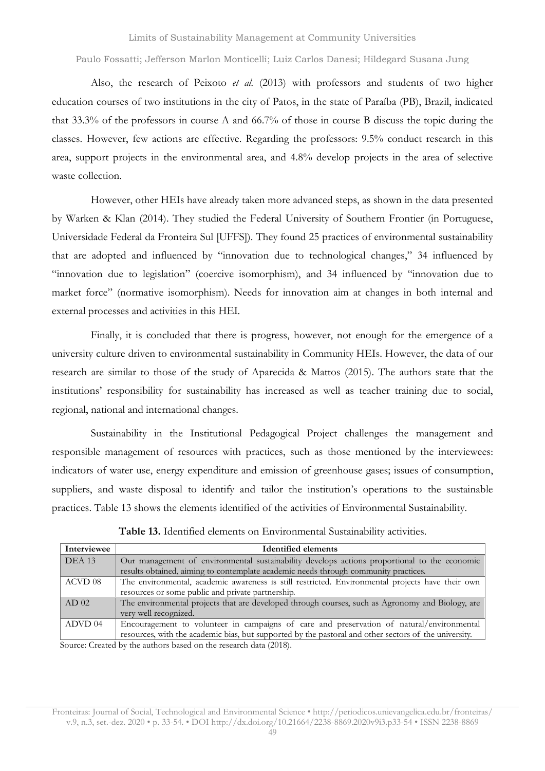Also, the research of Peixoto *et al.* (2013) with professors and students of two higher education courses of two institutions in the city of Patos, in the state of Paraíba (PB), Brazil, indicated that 33.3% of the professors in course A and 66.7% of those in course B discuss the topic during the classes. However, few actions are effective. Regarding the professors: 9.5% conduct research in this area, support projects in the environmental area, and 4.8% develop projects in the area of selective waste collection.

However, other HEIs have already taken more advanced steps, as shown in the data presented by Warken & Klan (2014). They studied the Federal University of Southern Frontier (in Portuguese, Universidade Federal da Fronteira Sul [UFFS]). They found 25 practices of environmental sustainability that are adopted and influenced by "innovation due to technological changes," 34 influenced by "innovation due to legislation" (coercive isomorphism), and 34 influenced by "innovation due to market force" (normative isomorphism). Needs for innovation aim at changes in both internal and external processes and activities in this HEI.

Finally, it is concluded that there is progress, however, not enough for the emergence of a university culture driven to environmental sustainability in Community HEIs. However, the data of our research are similar to those of the study of Aparecida & Mattos (2015). The authors state that the institutions' responsibility for sustainability has increased as well as teacher training due to social, regional, national and international changes.

Sustainability in the Institutional Pedagogical Project challenges the management and responsible management of resources with practices, such as those mentioned by the interviewees: indicators of water use, energy expenditure and emission of greenhouse gases; issues of consumption, suppliers, and waste disposal to identify and tailor the institution's operations to the sustainable practices. Table 13 shows the elements identified of the activities of Environmental Sustainability.

**Table 13.** Identified elements on Environmental Sustainability activities.

| Interviewee | Identified elements |
|---|---|
| DEA 13 | Our management of environmental sustainability develops actions proportional to the economic results obtained, aiming to contemplate academic needs through community practices. |
| ACVD 08 | The environmental, academic awareness is still restricted. Environmental projects have their own resources or some public and private partnership. |
| AD 02 | The environmental projects that are developed through courses, such as Agronomy and Biology, are very well recognized. |
| ADVD 04 | Encouragement to volunteer in campaigns of care and preservation of natural/environmental resources, with the academic bias, but supported by the pastoral and other sectors of the university. |

Source: Created by the authors based on the research data (2018).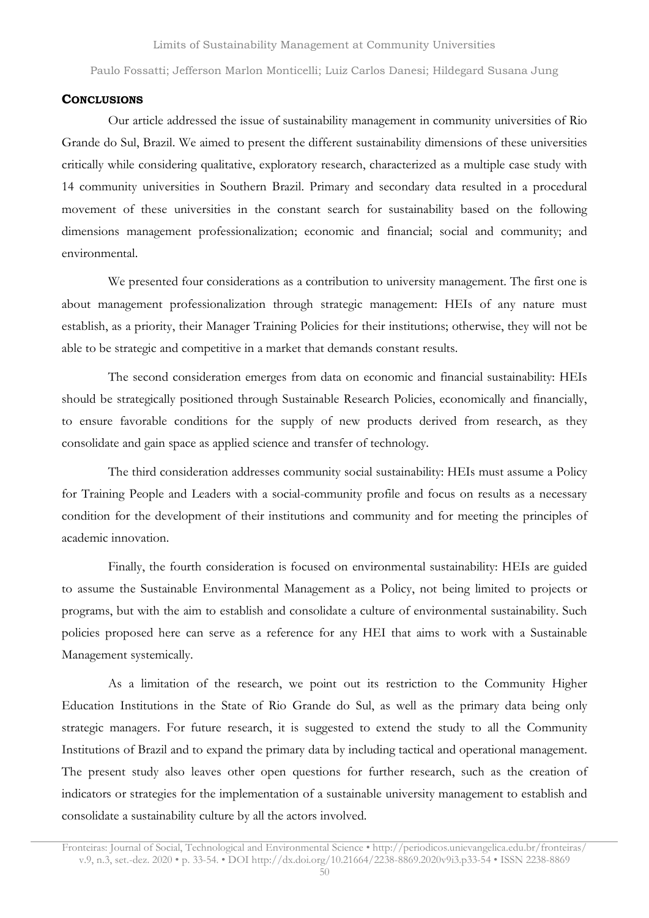## CONCLUSIONS

Our article addressed the issue of sustainability management in community universities of Rio Grande do Sul, Brazil. We aimed to present the different sustainability dimensions of these universities critically while considering qualitative, exploratory research, characterized as a multiple case study with 14 community universities in Southern Brazil. Primary and secondary data resulted in a procedural movement of these universities in the constant search for sustainability based on the following dimensions management professionalization; economic and financial; social and community; and environmental.

We presented four considerations as a contribution to university management. The first one is about management professionalization through strategic management: HEIs of any nature must establish, as a priority, their Manager Training Policies for their institutions; otherwise, they will not be able to be strategic and competitive in a market that demands constant results.

The second consideration emerges from data on economic and financial sustainability: HEIs should be strategically positioned through Sustainable Research Policies, economically and financially, to ensure favorable conditions for the supply of new products derived from research, as they consolidate and gain space as applied science and transfer of technology.

The third consideration addresses community social sustainability: HEIs must assume a Policy for Training People and Leaders with a social-community profile and focus on results as a necessary condition for the development of their institutions and community and for meeting the principles of academic innovation.

Finally, the fourth consideration is focused on environmental sustainability: HEIs are guided to assume the Sustainable Environmental Management as a Policy, not being limited to projects or programs, but with the aim to establish and consolidate a culture of environmental sustainability. Such policies proposed here can serve as a reference for any HEI that aims to work with a Sustainable Management systemically.

As a limitation of the research, we point out its restriction to the Community Higher Education Institutions in the State of Rio Grande do Sul, as well as the primary data being only strategic managers. For future research, it is suggested to extend the study to all the Community Institutions of Brazil and to expand the primary data by including tactical and operational management. The present study also leaves other open questions for further research, such as the creation of indicators or strategies for the implementation of a sustainable university management to establish and consolidate a sustainability culture by all the actors involved.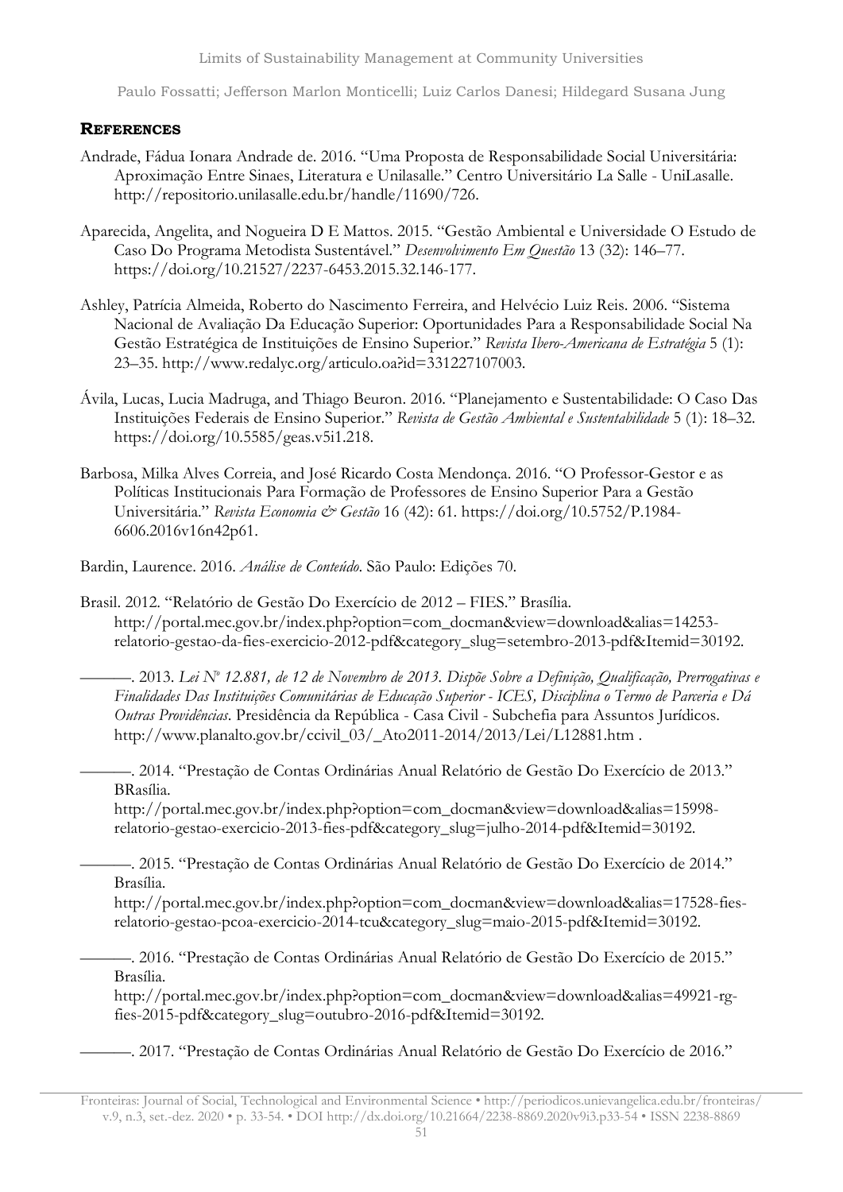## REFERENCES

Andrade, Fádua Ionara Andrade de. 2016. "Uma Proposta de Responsabilidade Social Universitária: Aproximação Entre Sinaes, Literatura e Unilasalle." Centro Universitário La Salle - UniLasalle. http://repositorio.unilasalle.edu.br/handle/11690/726.

Aparecida, Angelita, and Nogueira D E Mattos. 2015. "Gestão Ambiental e Universidade O Estudo de Caso Do Programa Metodista Sustentável." *Desenvolvimento Em Questão* 13 (32): 146–77. https://doi.org/10.21527/2237-6453.2015.32.146-177.

Ashley, Patrícia Almeida, Roberto do Nascimento Ferreira, and Helvécio Luiz Reis. 2006. "Sistema Nacional de Avaliação Da Educação Superior: Oportunidades Para a Responsabilidade Social Na Gestão Estratégica de Instituições de Ensino Superior." *Revista Ibero-Americana de Estratégia* 5 (1): 23–35. http://www.redalyc.org/articulo.oa?id=331227107003.

Ávila, Lucas, Lucia Madruga, and Thiago Beuron. 2016. "Planejamento e Sustentabilidade: O Caso Das Instituições Federais de Ensino Superior." *Revista de Gestão Ambiental e Sustentabilidade* 5 (1): 18–32. https://doi.org/10.5585/geas.v5i1.218.

Barbosa, Milka Alves Correia, and José Ricardo Costa Mendonça. 2016. "O Professor-Gestor e as Políticas Institucionais Para Formação de Professores de Ensino Superior Para a Gestão Universitária." *Revista Economia & Gestão* 16 (42): 61. https://doi.org/10.5752/P.1984-6606.2016v16n42p61.

Bardin, Laurence. 2016. *Análise de Conteúdo*. São Paulo: Edições 70.

Brasil. 2012. "Relatório de Gestão Do Exercício de 2012 – FIES." Brasília. http://portal.mec.gov.br/index.php?option=com_docman&view=download&alias=14253-relatorio-gestao-da-fies-exercicio-2012-pdf&category_slug=setembro-2013-pdf&Itemid=30192.

———. 2013. *Lei Nº 12.881, de 12 de Novembro de 2013. Dispõe Sobre a Definição, Qualificação, Prerrogativas e Finalidades Das Instituições Comunitárias de Educação Superior - ICES, Disciplina o Termo de Parceria e Dá Outras Providências*. Presidência da República - Casa Civil - Subchefia para Assuntos Jurídicos. http://www.planalto.gov.br/ccivil_03/_Ato2011-2014/2013/Lei/L12881.htm .

———. 2014. "Prestação de Contas Ordinárias Anual Relatório de Gestão Do Exercício de 2013." BRasília. http://portal.mec.gov.br/index.php?option=com_docman&view=download&alias=15998-relatorio-gestao-exercicio-2013-fies-pdf&category_slug=julho-2014-pdf&Itemid=30192.

———. 2015. "Prestação de Contas Ordinárias Anual Relatório de Gestão Do Exercício de 2014." Brasília. http://portal.mec.gov.br/index.php?option=com_docman&view=download&alias=17528-fies-relatorio-gestao-pcoa-exercicio-2014-tcu&category_slug=maio-2015-pdf&Itemid=30192.

———. 2016. "Prestação de Contas Ordinárias Anual Relatório de Gestão Do Exercício de 2015." Brasília. http://portal.mec.gov.br/index.php?option=com_docman&view=download&alias=49921-rg-fies-2015-pdf&category_slug=outubro-2016-pdf&Itemid=30192.

———. 2017. "Prestação de Contas Ordinárias Anual Relatório de Gestão Do Exercício de 2016."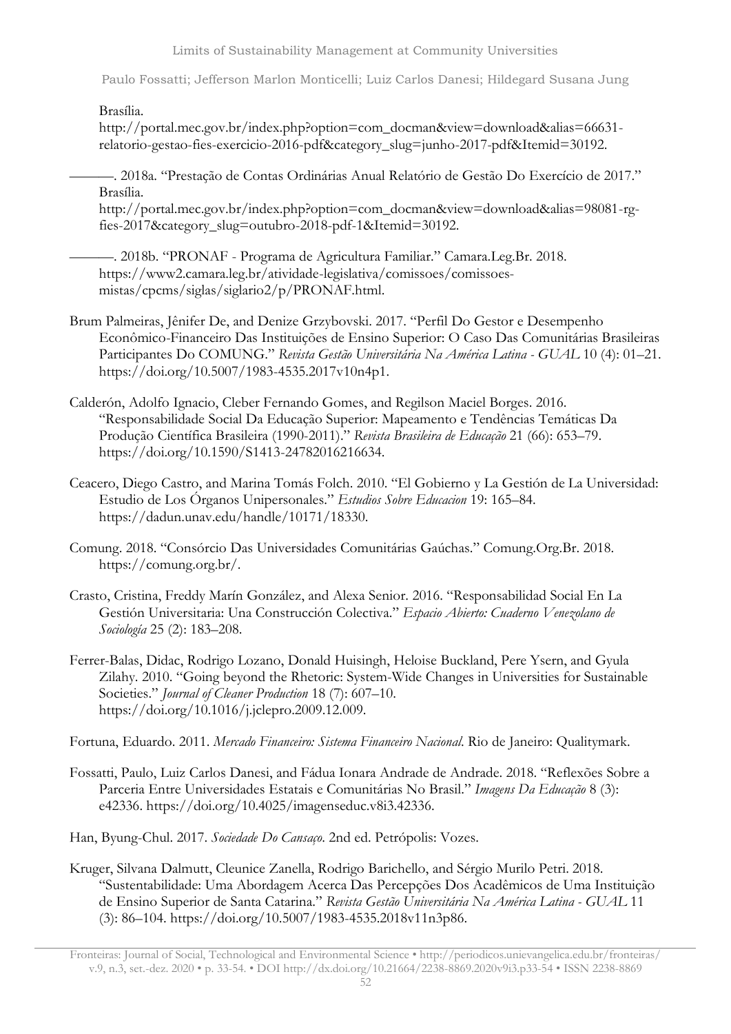Brasília.
http://portal.mec.gov.br/index.php?option=com_docman&view=download&alias=66631-relatorio-gestao-fies-exercicio-2016-pdf&category_slug=junho-2017-pdf&Itemid=30192.

———. 2018a. "Prestação de Contas Ordinárias Anual Relatório de Gestão Do Exercício de 2017." Brasília.
http://portal.mec.gov.br/index.php?option=com_docman&view=download&alias=98081-rg-fies-2017&category_slug=outubro-2018-pdf-1&Itemid=30192.

———. 2018b. "PRONAF - Programa de Agricultura Familiar." Camara.Leg.Br. 2018. https://www2.camara.leg.br/atividade-legislativa/comissoes/comissoes-mistas/cpcms/siglas/siglario2/p/PRONAF.html.

Brum Palmeiras, Jênifer De, and Denize Grzybovski. 2017. "Perfil Do Gestor e Desempenho Econômico-Financeiro Das Instituições de Ensino Superior: O Caso Das Comunitárias Brasileiras Participantes Do COMUNG." *Revista Gestão Universitária Na América Latina - GUAL* 10 (4): 01–21. https://doi.org/10.5007/1983-4535.2017v10n4p1.

Calderón, Adolfo Ignacio, Cleber Fernando Gomes, and Regilson Maciel Borges. 2016. "Responsabilidade Social Da Educação Superior: Mapeamento e Tendências Temáticas Da Produção Científica Brasileira (1990-2011)." *Revista Brasileira de Educação* 21 (66): 653–79. https://doi.org/10.1590/S1413-24782016216634.

Ceacero, Diego Castro, and Marina Tomás Folch. 2010. "El Gobierno y La Gestión de La Universidad: Estudio de Los Órganos Unipersonales." *Estudios Sobre Educacion* 19: 165–84. https://dadun.unav.edu/handle/10171/18330.

Comung. 2018. "Consórcio Das Universidades Comunitárias Gaúchas." Comung.Org.Br. 2018. https://comung.org.br/.

Crasto, Cristina, Freddy Marín González, and Alexa Senior. 2016. "Responsabilidad Social En La Gestión Universitaria: Una Construcción Colectiva." *Espacio Abierto: Cuaderno Venezolano de Sociología* 25 (2): 183–208.

Ferrer-Balas, Didac, Rodrigo Lozano, Donald Huisingh, Heloise Buckland, Pere Ysern, and Gyula Zilahy. 2010. "Going beyond the Rhetoric: System-Wide Changes in Universities for Sustainable Societies." *Journal of Cleaner Production* 18 (7): 607–10. https://doi.org/10.1016/j.jclepro.2009.12.009.

Fortuna, Eduardo. 2011. *Mercado Financeiro: Sistema Financeiro Nacional*. Rio de Janeiro: Qualitymark.

Fossatti, Paulo, Luiz Carlos Danesi, and Fádua Ionara Andrade de Andrade. 2018. "Reflexões Sobre a Parceria Entre Universidades Estatais e Comunitárias No Brasil." *Imagens Da Educação* 8 (3): e42336. https://doi.org/10.4025/imagenseduc.v8i3.42336.

Han, Byung-Chul. 2017. *Sociedade Do Cansaço*. 2nd ed. Petrópolis: Vozes.

Kruger, Silvana Dalmutt, Cleunice Zanella, Rodrigo Barichello, and Sérgio Murilo Petri. 2018. "Sustentabilidade: Uma Abordagem Acerca Das Percepções Dos Acadêmicos de Uma Instituição de Ensino Superior de Santa Catarina." *Revista Gestão Universitária Na América Latina - GUAL* 11 (3): 86–104. https://doi.org/10.5007/1983-4535.2018v11n3p86.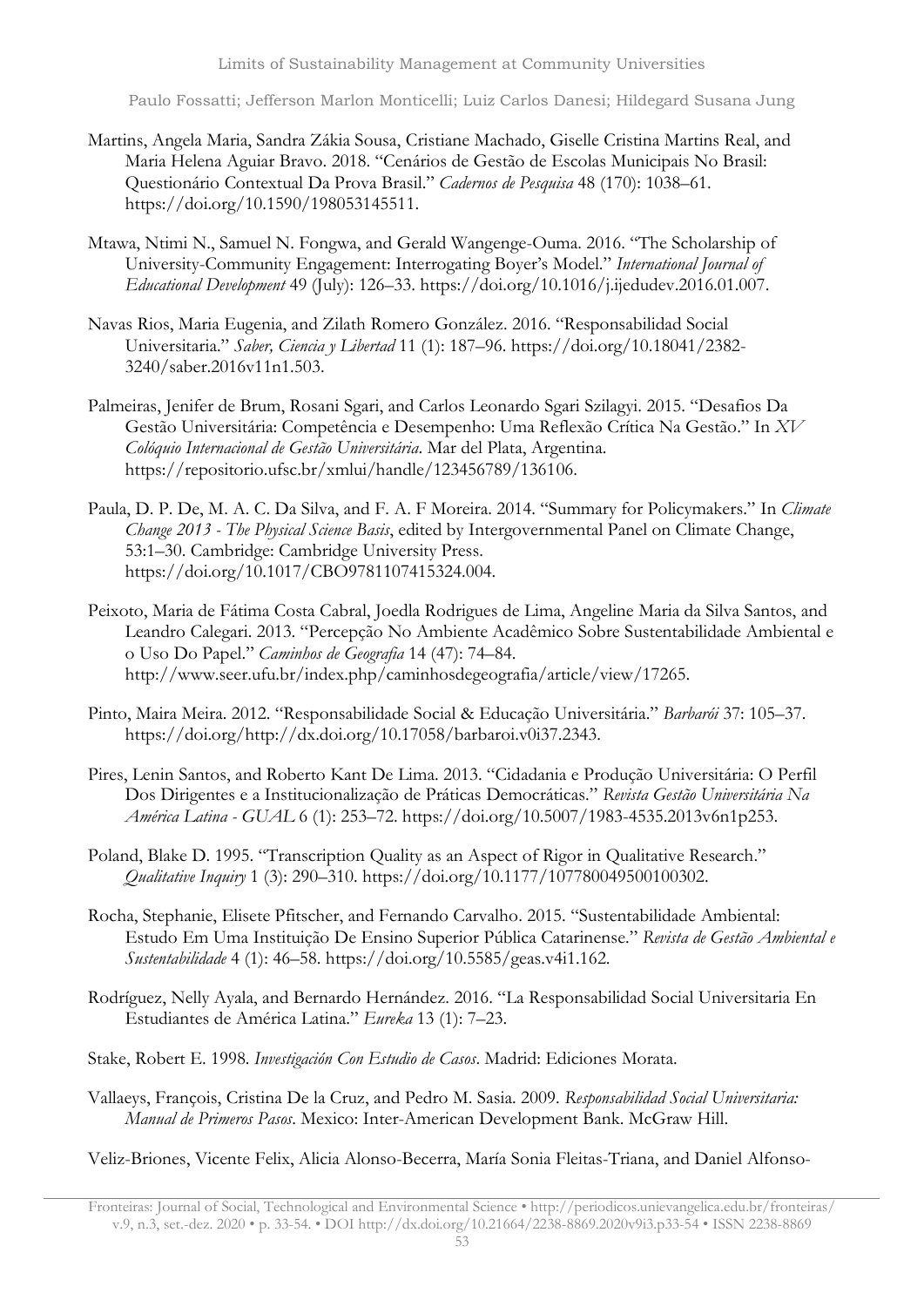Martins, Angela Maria, Sandra Zákia Sousa, Cristiane Machado, Giselle Cristina Martins Real, and Maria Helena Aguiar Bravo. 2018. "Cenários de Gestão de Escolas Municipais No Brasil: Questionário Contextual Da Prova Brasil." *Cadernos de Pesquisa* 48 (170): 1038–61. https://doi.org/10.1590/198053145511.

Mtawa, Ntimi N., Samuel N. Fongwa, and Gerald Wangenge-Ouma. 2016. "The Scholarship of University-Community Engagement: Interrogating Boyer's Model." *International Journal of Educational Development* 49 (July): 126–33. https://doi.org/10.1016/j.ijedudev.2016.01.007.

Navas Rios, Maria Eugenia, and Zilath Romero González. 2016. "Responsabilidad Social Universitaria." *Saber, Ciencia y Libertad* 11 (1): 187–96. https://doi.org/10.18041/2382-3240/saber.2016v11n1.503.

Palmeiras, Jenifer de Brum, Rosani Sgari, and Carlos Leonardo Sgari Szilagyi. 2015. "Desafios Da Gestão Universitária: Competência e Desempenho: Uma Reflexão Crítica Na Gestão." In *XV Colóquio Internacional de Gestão Universitária*. Mar del Plata, Argentina. https://repositorio.ufsc.br/xmlui/handle/123456789/136106.

Paula, D. P. De, M. A. C. Da Silva, and F. A. F Moreira. 2014. "Summary for Policymakers." In *Climate Change 2013 - The Physical Science Basis*, edited by Intergovernmental Panel on Climate Change, 53:1–30. Cambridge: Cambridge University Press. https://doi.org/10.1017/CBO9781107415324.004.

Peixoto, Maria de Fátima Costa Cabral, Joedla Rodrigues de Lima, Angeline Maria da Silva Santos, and Leandro Calegari. 2013. "Percepção No Ambiente Acadêmico Sobre Sustentabilidade Ambiental e o Uso Do Papel." *Caminhos de Geografia* 14 (47): 74–84. http://www.seer.ufu.br/index.php/caminhosdegeografia/article/view/17265.

Pinto, Maira Meira. 2012. "Responsabilidade Social & Educação Universitária." *Barbarói* 37: 105–37. https://doi.org/http://dx.doi.org/10.17058/barbaroi.v0i37.2343.

Pires, Lenin Santos, and Roberto Kant De Lima. 2013. "Cidadania e Produção Universitária: O Perfil Dos Dirigentes e a Institucionalização de Práticas Democráticas." *Revista Gestão Universitária Na América Latina - GUAL* 6 (1): 253–72. https://doi.org/10.5007/1983-4535.2013v6n1p253.

Poland, Blake D. 1995. "Transcription Quality as an Aspect of Rigor in Qualitative Research." *Qualitative Inquiry* 1 (3): 290–310. https://doi.org/10.1177/107780049500100302.

Rocha, Stephanie, Elisete Pfitscher, and Fernando Carvalho. 2015. "Sustentabilidade Ambiental: Estudo Em Uma Instituição De Ensino Superior Pública Catarinense." *Revista de Gestão Ambiental e Sustentabilidade* 4 (1): 46–58. https://doi.org/10.5585/geas.v4i1.162.

Rodríguez, Nelly Ayala, and Bernardo Hernández. 2016. "La Responsabilidad Social Universitaria En Estudiantes de América Latina." *Eureka* 13 (1): 7–23.

Stake, Robert E. 1998. *Investigación Con Estudio de Casos*. Madrid: Ediciones Morata.

Vallaeys, François, Cristina De la Cruz, and Pedro M. Sasia. 2009. *Responsabilidad Social Universitaria: Manual de Primeros Pasos*. Mexico: Inter-American Development Bank. McGraw Hill.

Veliz-Briones, Vicente Felix, Alicia Alonso-Becerra, María Sonia Fleitas-Triana, and Daniel Alfonso-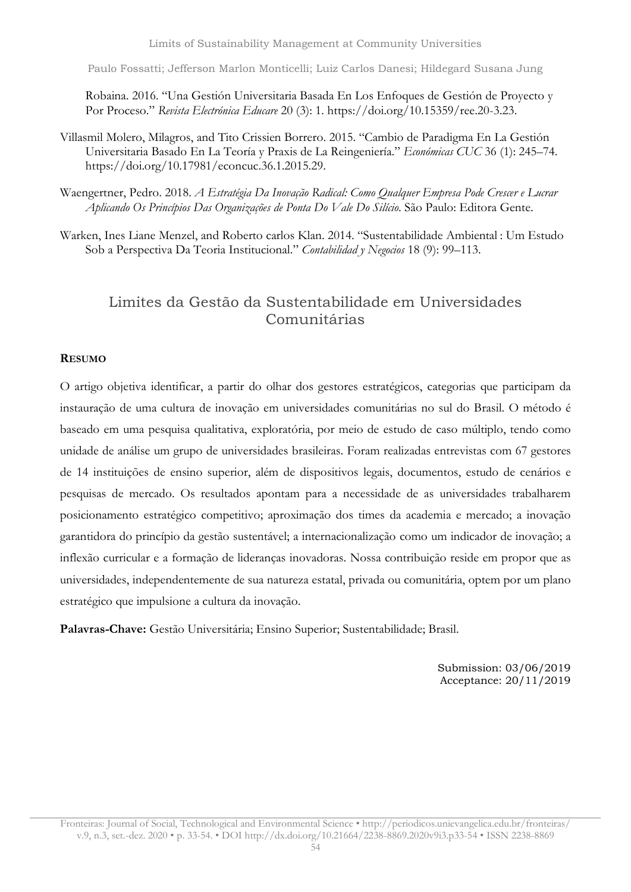Robaina. 2016. "Una Gestión Universitaria Basada En Los Enfoques de Gestión de Proyecto y Por Proceso." *Revista Electrónica Educare* 20 (3): 1. https://doi.org/10.15359/ree.20-3.23.

Villasmil Molero, Milagros, and Tito Crissien Borrero. 2015. "Cambio de Paradigma En La Gestión Universitaria Basado En La Teoría y Praxis de La Reingeniería." *Económicas CUC* 36 (1): 245–74. https://doi.org/10.17981/econcuc.36.1.2015.29.

Waengertner, Pedro. 2018. *A Estratégia Da Inovação Radical: Como Qualquer Empresa Pode Crescer e Lucrar Aplicando Os Princípios Das Organizações de Ponta Do Vale Do Silício*. São Paulo: Editora Gente.

Warken, Ines Liane Menzel, and Roberto carlos Klan. 2014. "Sustentabilidade Ambiental : Um Estudo Sob a Perspectiva Da Teoria Institucional." *Contabilidad y Negocios* 18 (9): 99–113.

# Limites da Gestão da Sustentabilidade em Universidades Comunitárias

**RESUMO**

O artigo objetiva identificar, a partir do olhar dos gestores estratégicos, categorias que participam da instauração de uma cultura de inovação em universidades comunitárias no sul do Brasil. O método é baseado em uma pesquisa qualitativa, exploratória, por meio de estudo de caso múltiplo, tendo como unidade de análise um grupo de universidades brasileiras. Foram realizadas entrevistas com 67 gestores de 14 instituições de ensino superior, além de dispositivos legais, documentos, estudo de cenários e pesquisas de mercado. Os resultados apontam para a necessidade de as universidades trabalharem posicionamento estratégico competitivo; aproximação dos times da academia e mercado; a inovação garantidora do princípio da gestão sustentável; a internacionalização como um indicador de inovação; a inflexão curricular e a formação de lideranças inovadoras. Nossa contribuição reside em propor que as universidades, independentemente de sua natureza estatal, privada ou comunitária, optem por um plano estratégico que impulsione a cultura da inovação.

**Palavras-Chave:** Gestão Universitária; Ensino Superior; Sustentabilidade; Brasil.

Submission: 03/06/2019
Acceptance: 20/11/2019